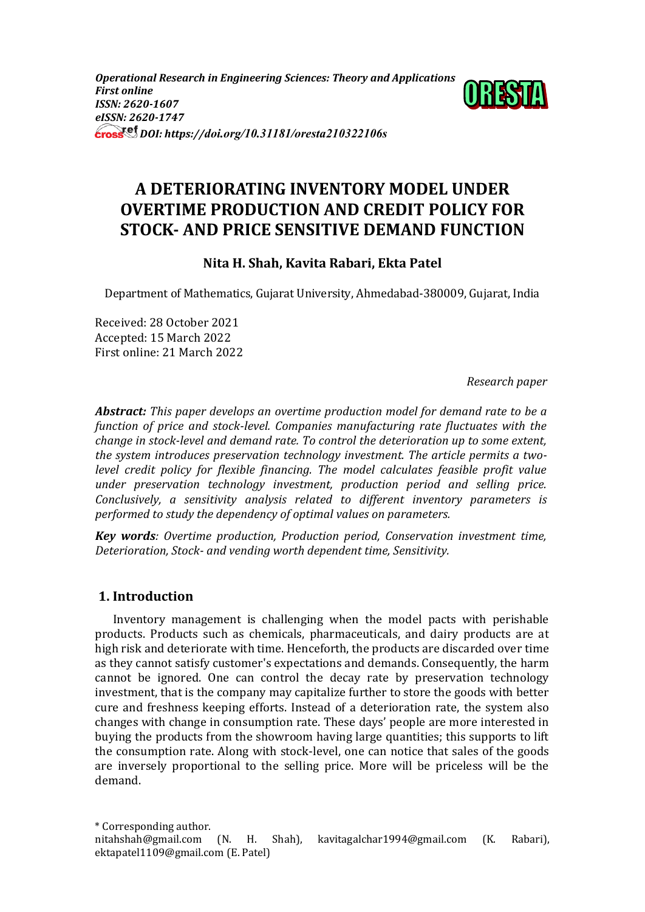*Operational Research in Engineering Sciences: Theory and Applications*
*First online*
*ISSN: 2620-1607*
*eISSN: 2620-1747*
*DOI: https://doi.org/10.31181/oresta210322106s*

# A DETERIORATING INVENTORY MODEL UNDER OVERTIME PRODUCTION AND CREDIT POLICY FOR STOCK- AND PRICE SENSITIVE DEMAND FUNCTION

**Nita H. Shah, Kavita Rabari, Ekta Patel**

Department of Mathematics, Gujarat University, Ahmedabad-380009, Gujarat, India

Received: 28 October 2021
Accepted: 15 March 2022
First online: 21 March 2022

*Research paper*

***Abstract:*** *This paper develops an overtime production model for demand rate to be a function of price and stock-level. Companies manufacturing rate fluctuates with the change in stock-level and demand rate. To control the deterioration up to some extent, the system introduces preservation technology investment. The article permits a two-level credit policy for flexible financing. The model calculates feasible profit value under preservation technology investment, production period and selling price. Conclusively, a sensitivity analysis related to different inventory parameters is performed to study the dependency of optimal values on parameters.*

***Key words****: Overtime production, Production period, Conservation investment time, Deterioration, Stock- and vending worth dependent time, Sensitivity.*

## 1. Introduction

Inventory management is challenging when the model pacts with perishable products. Products such as chemicals, pharmaceuticals, and dairy products are at high risk and deteriorate with time. Henceforth, the products are discarded over time as they cannot satisfy customer's expectations and demands. Consequently, the harm cannot be ignored. One can control the decay rate by preservation technology investment, that is the company may capitalize further to store the goods with better cure and freshness keeping efforts. Instead of a deterioration rate, the system also changes with change in consumption rate. These days' people are more interested in buying the products from the showroom having large quantities; this supports to lift the consumption rate. Along with stock-level, one can notice that sales of the goods are inversely proportional to the selling price. More will be priceless will be the demand.

\* Corresponding author.
nitahshah@gmail.com (N. H. Shah), kavitagalchar1994@gmail.com (K. Rabari), ektapatel1109@gmail.com (E. Patel)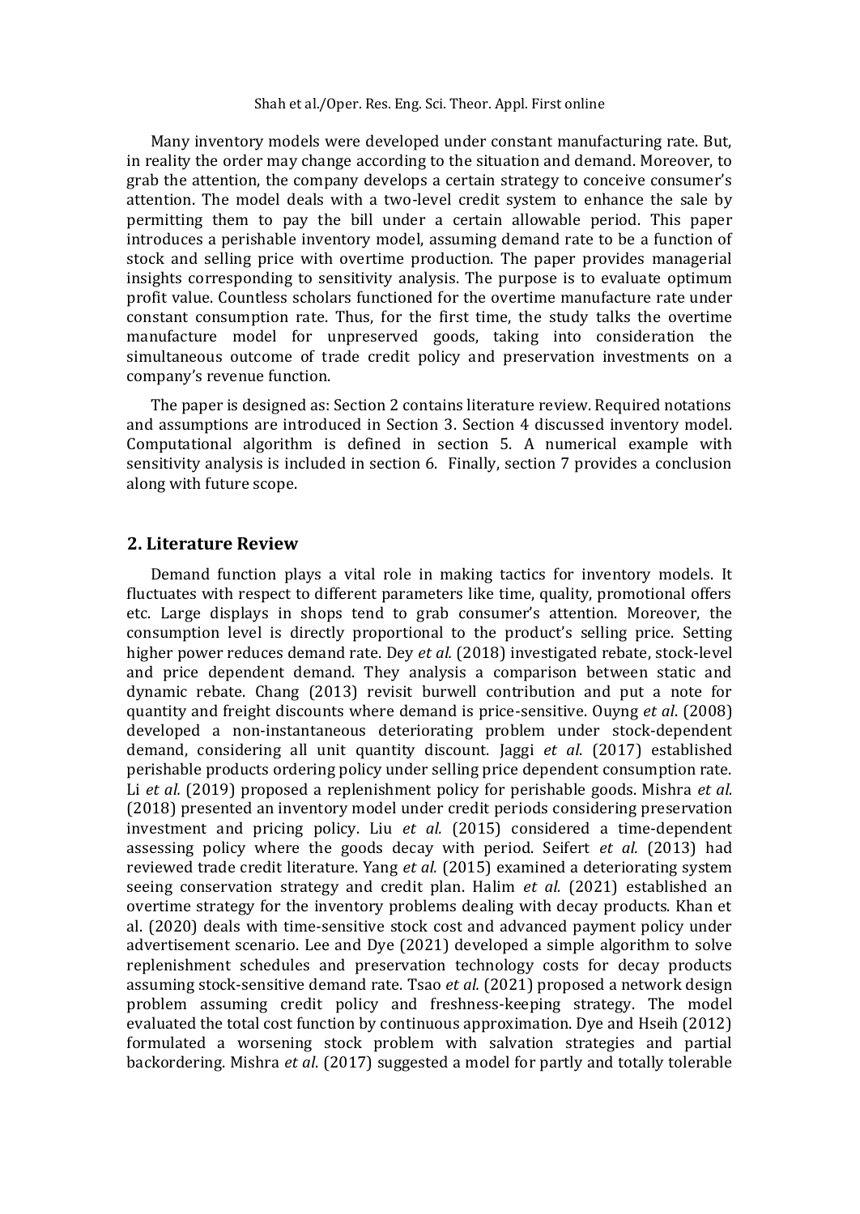Many inventory models were developed under constant manufacturing rate. But, in reality the order may change according to the situation and demand. Moreover, to grab the attention, the company develops a certain strategy to conceive consumer's attention. The model deals with a two-level credit system to enhance the sale by permitting them to pay the bill under a certain allowable period. This paper introduces a perishable inventory model, assuming demand rate to be a function of stock and selling price with overtime production. The paper provides managerial insights corresponding to sensitivity analysis. The purpose is to evaluate optimum profit value. Countless scholars functioned for the overtime manufacture rate under constant consumption rate. Thus, for the first time, the study talks the overtime manufacture model for unpreserved goods, taking into consideration the simultaneous outcome of trade credit policy and preservation investments on a company's revenue function.

The paper is designed as: Section 2 contains literature review. Required notations and assumptions are introduced in Section 3. Section 4 discussed inventory model. Computational algorithm is defined in section 5. A numerical example with sensitivity analysis is included in section 6. Finally, section 7 provides a conclusion along with future scope.

## 2. Literature Review

Demand function plays a vital role in making tactics for inventory models. It fluctuates with respect to different parameters like time, quality, promotional offers etc. Large displays in shops tend to grab consumer's attention. Moreover, the consumption level is directly proportional to the product's selling price. Setting higher power reduces demand rate. Dey *et al.* (2018) investigated rebate, stock-level and price dependent demand. They analysis a comparison between static and dynamic rebate. Chang (2013) revisit burwell contribution and put a note for quantity and freight discounts where demand is price-sensitive. Ouyng *et al*. (2008) developed a non-instantaneous deteriorating problem under stock-dependent demand, considering all unit quantity discount. Jaggi *et al*. (2017) established perishable products ordering policy under selling price dependent consumption rate. Li *et al.* (2019) proposed a replenishment policy for perishable goods. Mishra *et al.* (2018) presented an inventory model under credit periods considering preservation investment and pricing policy. Liu *et al.* (2015) considered a time-dependent assessing policy where the goods decay with period. Seifert *et al.* (2013) had reviewed trade credit literature. Yang *et al.* (2015) examined a deteriorating system seeing conservation strategy and credit plan. Halim *et al.* (2021) established an overtime strategy for the inventory problems dealing with decay products. Khan et al. (2020) deals with time-sensitive stock cost and advanced payment policy under advertisement scenario. Lee and Dye (2021) developed a simple algorithm to solve replenishment schedules and preservation technology costs for decay products assuming stock-sensitive demand rate. Tsao *et al.* (2021) proposed a network design problem assuming credit policy and freshness-keeping strategy. The model evaluated the total cost function by continuous approximation. Dye and Hseih (2012) formulated a worsening stock problem with salvation strategies and partial backordering. Mishra *et al*. (2017) suggested a model for partly and totally tolerable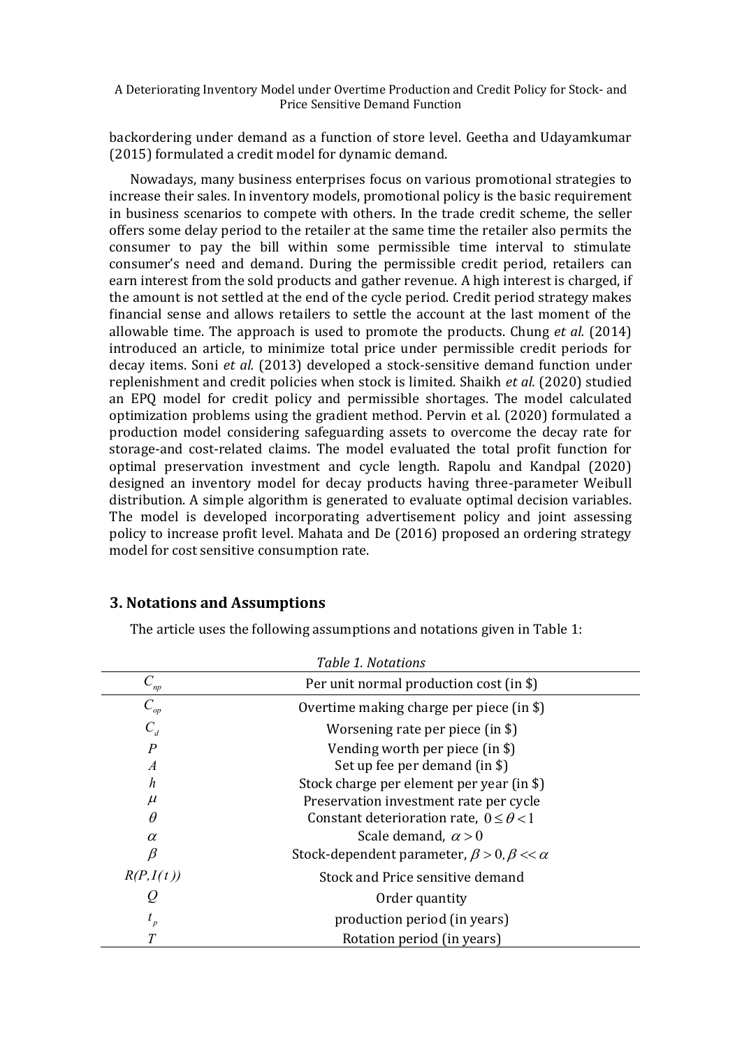backordering under demand as a function of store level. Geetha and Udayamkumar (2015) formulated a credit model for dynamic demand.

Nowadays, many business enterprises focus on various promotional strategies to increase their sales. In inventory models, promotional policy is the basic requirement in business scenarios to compete with others. In the trade credit scheme, the seller offers some delay period to the retailer at the same time the retailer also permits the consumer to pay the bill within some permissible time interval to stimulate consumer's need and demand. During the permissible credit period, retailers can earn interest from the sold products and gather revenue. A high interest is charged, if the amount is not settled at the end of the cycle period. Credit period strategy makes financial sense and allows retailers to settle the account at the last moment of the allowable time. The approach is used to promote the products. Chung *et al.* (2014) introduced an article, to minimize total price under permissible credit periods for decay items. Soni *et al.* (2013) developed a stock-sensitive demand function under replenishment and credit policies when stock is limited. Shaikh *et al.* (2020) studied an EPQ model for credit policy and permissible shortages. The model calculated optimization problems using the gradient method. Pervin et al. (2020) formulated a production model considering safeguarding assets to overcome the decay rate for storage-and cost-related claims. The model evaluated the total profit function for optimal preservation investment and cycle length. Rapolu and Kandpal (2020) designed an inventory model for decay products having three-parameter Weibull distribution. A simple algorithm is generated to evaluate optimal decision variables. The model is developed incorporating advertisement policy and joint assessing policy to increase profit level. Mahata and De (2016) proposed an ordering strategy model for cost sensitive consumption rate.

## 3. Notations and Assumptions

The article uses the following assumptions and notations given in Table 1:

*Table 1. Notations*

| Notation | Description |
|---|---|
| $C_{np}$ | Per unit normal production cost (in \$) |
| $C_{op}$ | Overtime making charge per piece (in \$) |
| $C_d$ | Worsening rate per piece (in \$) |
| $P$ | Vending worth per piece (in \$) |
| $A$ | Set up fee per demand (in \$) |
| $h$ | Stock charge per element per year (in \$) |
| $\mu$ | Preservation investment rate per cycle |
| $\theta$ | Constant deterioration rate, $0 \le \theta < 1$ |
| $\alpha$ | Scale demand, $\alpha > 0$ |
| $\beta$ | Stock-dependent parameter, $\beta > 0, \beta << \alpha$ |
| $R(P, I(t))$ | Stock and Price sensitive demand |
| $Q$ | Order quantity |
| $t_p$ | production period (in years) |
| $T$ | Rotation period (in years) |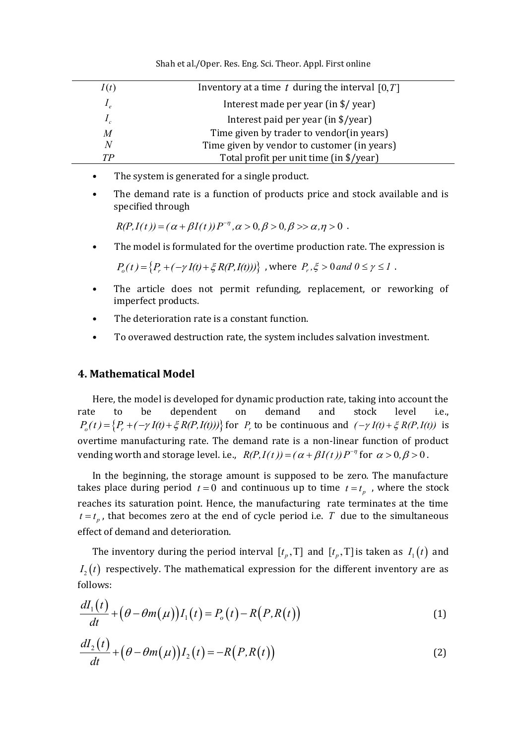| | |
|---|---|
| $I(t)$ | Inventory at a time $t$ during the interval $[0,T]$ |
| $I_e$ | Interest made per year (in $/ year) |
| $I_c$ | Interest paid per year (in $/year) |
| $M$ | Time given by trader to vendor(in years) |
| $N$ | Time given by vendor to customer (in years) |
| $TP$ | Total profit per unit time (in $/year) |

- The system is generated for a single product.
- The demand rate is a function of products price and stock available and is specified through

  $R(P,I(t)) = (\alpha + \beta I(t))P^{-\eta}, \alpha > 0, \beta > 0, \beta >> \alpha, \eta > 0$ .
- The model is formulated for the overtime production rate. The expression is

  $P_o(t) = \{P_r + (-\gamma I(t) + \xi R(P,I(t)))\}$ , where $P_r, \xi > 0$ *and* $0 \le \gamma \le 1$ .
- The article does not permit refunding, replacement, or reworking of imperfect products.
- The deterioration rate is a constant function.
- To overawed destruction rate, the system includes salvation investment.

## 4. Mathematical Model

Here, the model is developed for dynamic production rate, taking into account the rate to be dependent on demand and stock level i.e., $P_o(t) = \{P_r + (-\gamma I(t) + \xi R(P,I(t)))\}$ for $P_r$ to be continuous and $(-\gamma I(t) + \xi R(P,I(t)))$ is overtime manufacturing rate. The demand rate is a non-linear function of product vending worth and storage level. i.e., $R(P,I(t)) = (\alpha + \beta I(t))P^{-\eta}$ for $\alpha > 0, \beta > 0$.

In the beginning, the storage amount is supposed to be zero. The manufacture takes place during period $t = 0$ and continuous up to time $t = t_p$ , where the stock reaches its saturation point. Hence, the manufacturing rate terminates at the time $t = t_p$, that becomes zero at the end of cycle period i.e. $T$ due to the simultaneous effect of demand and deterioration.

The inventory during the period interval $[t_p, \mathrm{T}]$ and $[t_p, \mathrm{T}]$ is taken as $I_1(t)$ and $I_2(t)$ respectively. The mathematical expression for the different inventory are as follows:

$$\frac{dI_1(t)}{dt} + \big(\theta - \theta m(\mu)\big) I_1(t) = P_o(t) - R\big(P, R(t)\big) \tag{1}$$

$$\frac{dI_2(t)}{dt} + \big(\theta - \theta m(\mu)\big) I_2(t) = -R\big(P, R(t)\big) \tag{2}$$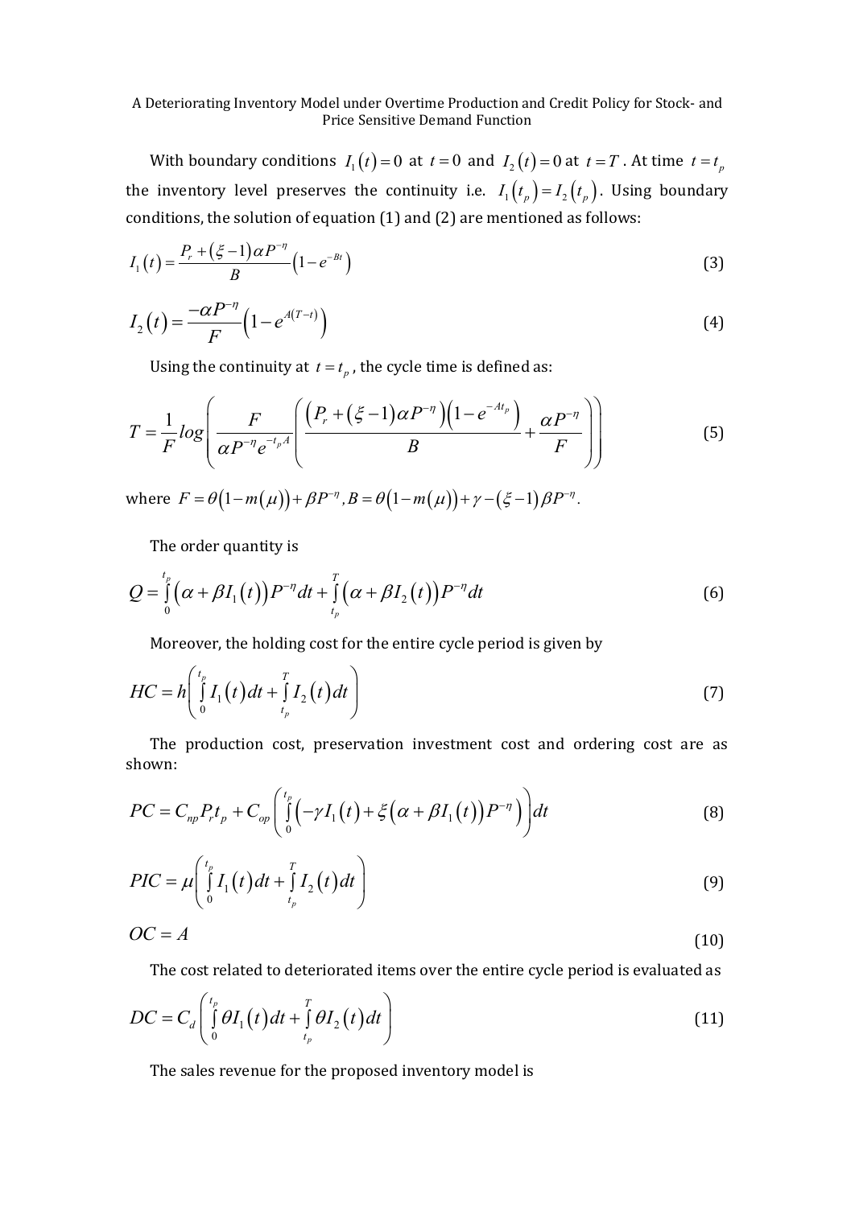With boundary conditions $I_1(t)=0$ at $t=0$ and $I_2(t)=0$ at $t=T$. At time $t=t_p$ the inventory level preserves the continuity i.e. $I_1(t_p)=I_2(t_p)$. Using boundary conditions, the solution of equation (1) and (2) are mentioned as follows:

$$I_1(t)=\frac{P_r+(\xi-1)\alpha P^{-\eta}}{B}\left(1-e^{-Bt}\right) \tag{3}$$

$$I_2(t)=\frac{-\alpha P^{-\eta}}{F}\left(1-e^{A(T-t)}\right) \tag{4}$$

Using the continuity at $t=t_p$, the cycle time is defined as:

$$T=\frac{1}{F}log\left(\frac{F}{\alpha P^{-\eta}e^{-t_pA}}\left(\frac{\left(P_r+(\xi-1)\alpha P^{-\eta}\right)\left(1-e^{-At_p}\right)}{B}+\frac{\alpha P^{-\eta}}{F}\right)\right) \tag{5}$$

where $F=\theta(1-m(\mu))+\beta P^{-\eta}, B=\theta(1-m(\mu))+\gamma-(\xi-1)\beta P^{-\eta}$.

The order quantity is

$$Q=\int_0^{t_p}\left(\alpha+\beta I_1(t)\right)P^{-\eta}dt+\int_{t_p}^{T}\left(\alpha+\beta I_2(t)\right)P^{-\eta}dt \tag{6}$$

Moreover, the holding cost for the entire cycle period is given by

$$HC=h\left(\int_0^{t_p}I_1(t)dt+\int_{t_p}^{T}I_2(t)dt\right) \tag{7}$$

The production cost, preservation investment cost and ordering cost are as shown:

$$PC=C_{np}P_rt_p+C_{op}\left(\int_0^{t_p}\left(-\gamma I_1(t)+\xi\left(\alpha+\beta I_1(t)\right)P^{-\eta}\right)\right)dt \tag{8}$$

$$PIC=\mu\left(\int_0^{t_p}I_1(t)dt+\int_{t_p}^{T}I_2(t)dt\right) \tag{9}$$

$$OC=A \tag{10}$$

The cost related to deteriorated items over the entire cycle period is evaluated as

$$DC=C_d\left(\int_0^{t_p}\theta I_1(t)dt+\int_{t_p}^{T}\theta I_2(t)dt\right) \tag{11}$$

The sales revenue for the proposed inventory model is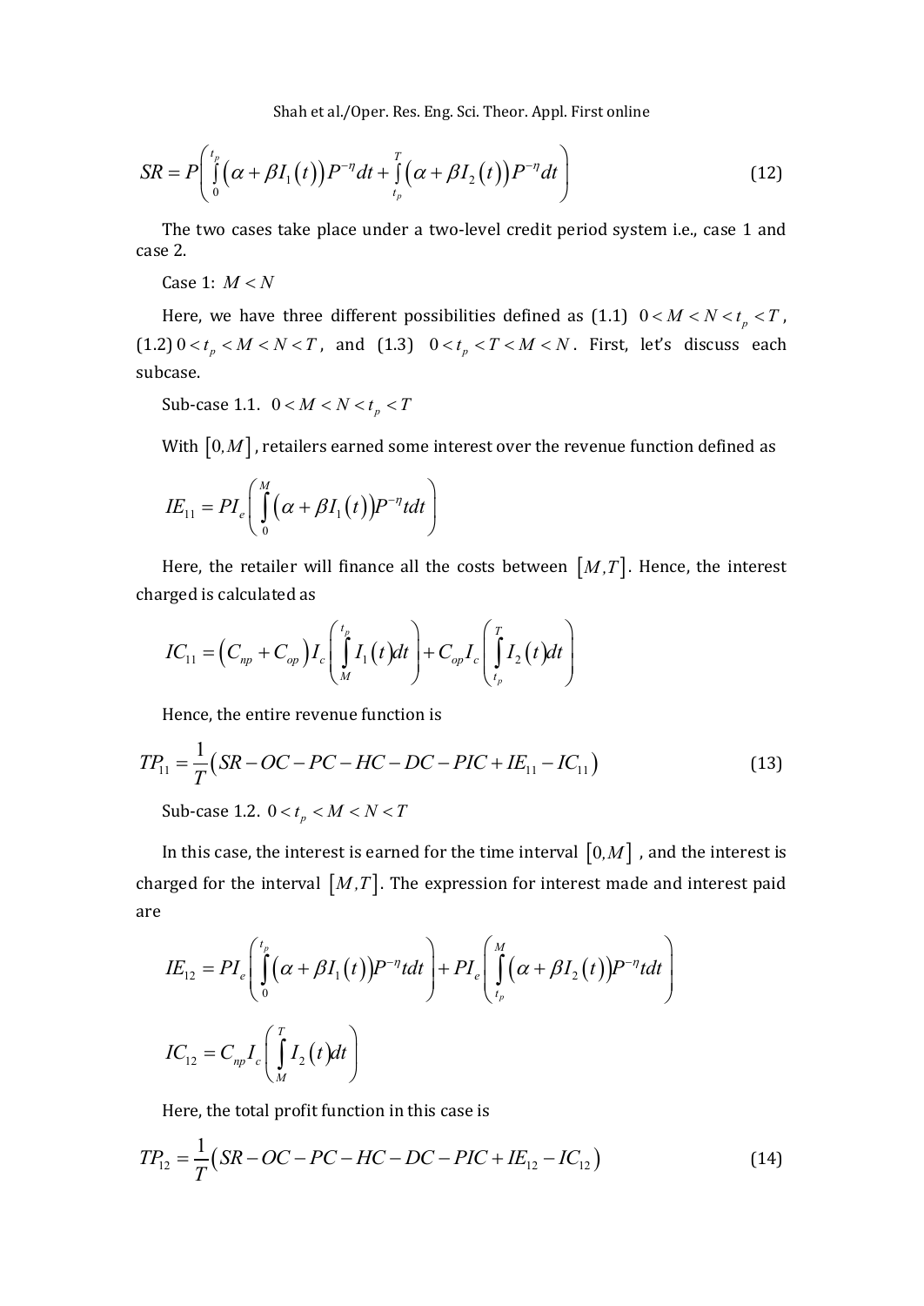$$SR = P\left( \int_0^{t_p} \left( \alpha + \beta I_1(t) \right) P^{-\eta} dt + \int_{t_p}^{T} \left( \alpha + \beta I_2(t) \right) P^{-\eta} dt \right) \tag{12}$$

The two cases take place under a two-level credit period system i.e., case 1 and case 2.

Case 1: $M < N$

Here, we have three different possibilities defined as (1.1) $0 < M < N < t_p < T$, (1.2) $0 < t_p < M < N < T$, and (1.3) $0 < t_p < T < M < N$. First, let's discuss each subcase.

Sub-case 1.1. $0 < M < N < t_p < T$

With $[0, M]$, retailers earned some interest over the revenue function defined as

$$IE_{11} = PI_e \left( \int_0^{M} \left( \alpha + \beta I_1(t) \right) P^{-\eta} t dt \right)$$

Here, the retailer will finance all the costs between $[M, T]$. Hence, the interest charged is calculated as

$$IC_{11} = \left( C_{np} + C_{op} \right) I_c \left( \int_M^{t_p} I_1(t) dt \right) + C_{op} I_c \left( \int_{t_p}^{T} I_2(t) dt \right)$$

Hence, the entire revenue function is

$$TP_{11} = \frac{1}{T} \left( SR - OC - PC - HC - DC - PIC + IE_{11} - IC_{11} \right) \tag{13}$$

Sub-case 1.2. $0 < t_p < M < N < T$

In this case, the interest is earned for the time interval $[0, M]$, and the interest is charged for the interval $[M, T]$. The expression for interest made and interest paid are

$$IE_{12} = PI_e \left( \int_0^{t_p} \left( \alpha + \beta I_1(t) \right) P^{-\eta} t dt \right) + PI_e \left( \int_{t_p}^{M} \left( \alpha + \beta I_2(t) \right) P^{-\eta} t dt \right)$$

$$IC_{12} = C_{np} I_c \left( \int_M^{T} I_2(t) dt \right)$$

Here, the total profit function in this case is

$$TP_{12} = \frac{1}{T} \left( SR - OC - PC - HC - DC - PIC + IE_{12} - IC_{12} \right) \tag{14}$$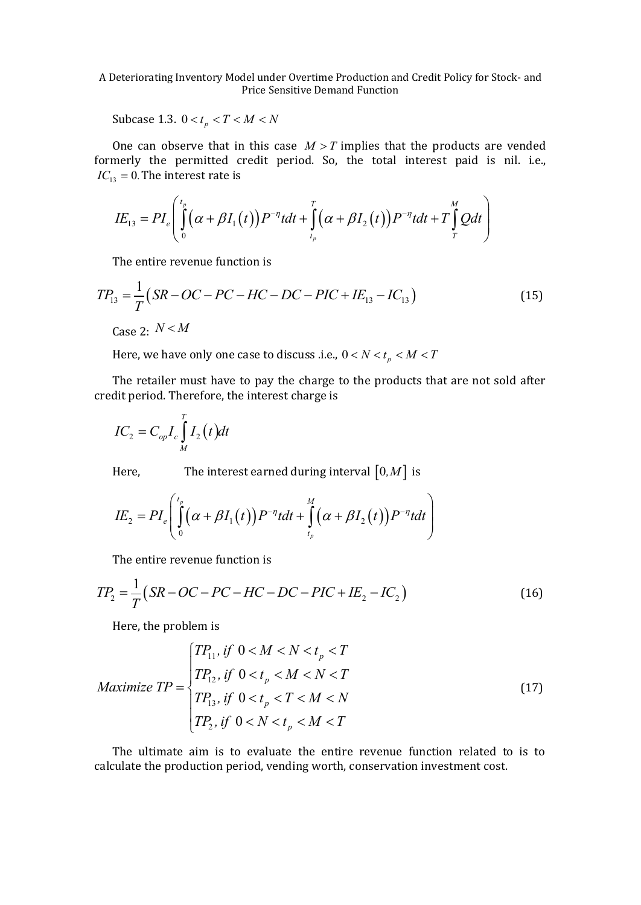Subcase 1.3. $0 < t_p < T < M < N$

One can observe that in this case $M > T$ implies that the products are vended formerly the permitted credit period. So, the total interest paid is nil. i.e., $IC_{13} = 0$. The interest rate is

$$IE_{13} = PI_e \left( \int_0^{t_p} \left( \alpha + \beta I_1(t) \right) P^{-\eta} t dt + \int_{t_p}^{T} \left( \alpha + \beta I_2(t) \right) P^{-\eta} t dt + T \int_T^M Q dt \right)$$

The entire revenue function is

$$TP_{13} = \frac{1}{T} \left( SR - OC - PC - HC - DC - PIC + IE_{13} - IC_{13} \right) \tag{15}$$

Case 2: $N < M$

Here, we have only one case to discuss .i.e., $0 < N < t_p < M < T$

The retailer must have to pay the charge to the products that are not sold after credit period. Therefore, the interest charge is

$$IC_2 = C_{op} I_c \int_M^T I_2(t) dt$$

Here, The interest earned during interval $[0, M]$ is

$$IE_2 = PI_e \left( \int_0^{t_p} \left( \alpha + \beta I_1(t) \right) P^{-\eta} t dt + \int_{t_p}^{M} \left( \alpha + \beta I_2(t) \right) P^{-\eta} t dt \right)$$

The entire revenue function is

$$TP_2 = \frac{1}{T} \left( SR - OC - PC - HC - DC - PIC + IE_2 - IC_2 \right) \tag{16}$$

Here, the problem is

$$Maximize\ TP = \begin{cases} TP_{11}, \text{ if } 0 < M < N < t_p < T \\ TP_{12}, \text{ if } 0 < t_p < M < N < T \\ TP_{13}, \text{ if } 0 < t_p < T < M < N \\ TP_2, \text{ if } 0 < N < t_p < M < T \end{cases} \tag{17}$$

The ultimate aim is to evaluate the entire revenue function related to is to calculate the production period, vending worth, conservation investment cost.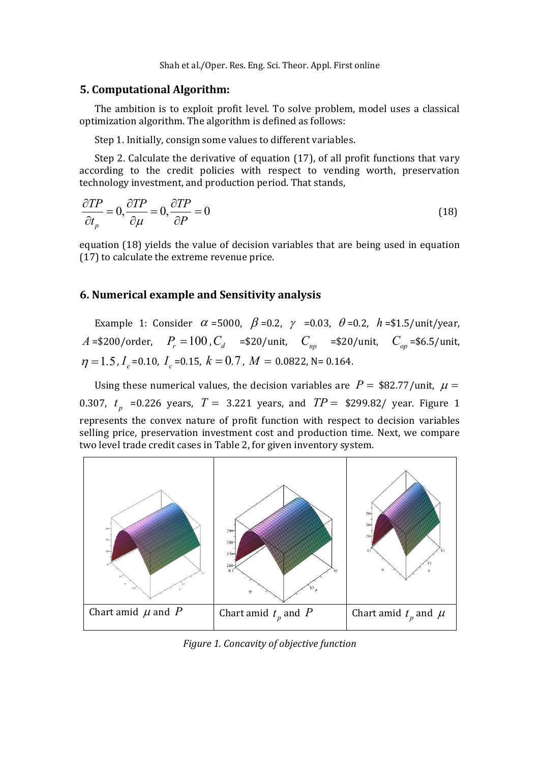## 5. Computational Algorithm:

The ambition is to exploit profit level. To solve problem, model uses a classical optimization algorithm. The algorithm is defined as follows:

Step 1. Initially, consign some values to different variables.

Step 2. Calculate the derivative of equation (17), of all profit functions that vary according to the credit policies with respect to vending worth, preservation technology investment, and production period. That stands,

$$\frac{\partial TP}{\partial t_p} = 0, \frac{\partial TP}{\partial \mu} = 0, \frac{\partial TP}{\partial P} = 0 \tag{18}$$

equation (18) yields the value of decision variables that are being used in equation (17) to calculate the extreme revenue price.

## 6. Numerical example and Sensitivity analysis

Example 1: Consider $\alpha$ =5000, $\beta$ =0.2, $\gamma$ =0.03, $\theta$ =0.2, $h$ =\$1.5/unit/year, $A$ =\$200/order, $P_r = 100$, $C_d$ =\$20/unit, $C_{np}$ =\$20/unit, $C_{op}$ =\$6.5/unit, $\eta = 1.5$, $I_e$ =0.10, $I_c$ =0.15, $k = 0.7$, $M$ = 0.0822, N= 0.164.

Using these numerical values, the decision variables are $P$ = \$82.77/unit, $\mu$ = 0.307, $t_p$ =0.226 years, $T$ = 3.221 years, and $TP$ = \$299.82/ year. Figure 1 represents the convex nature of profit function with respect to decision variables selling price, preservation investment cost and production time. Next, we compare two level trade credit cases in Table 2, for given inventory system.

| Chart amid $\mu$ and $P$ | Chart amid $t_p$ and $P$ | Chart amid $t_p$ and $\mu$ |
|---|---|---|

*Figure 1. Concavity of objective function*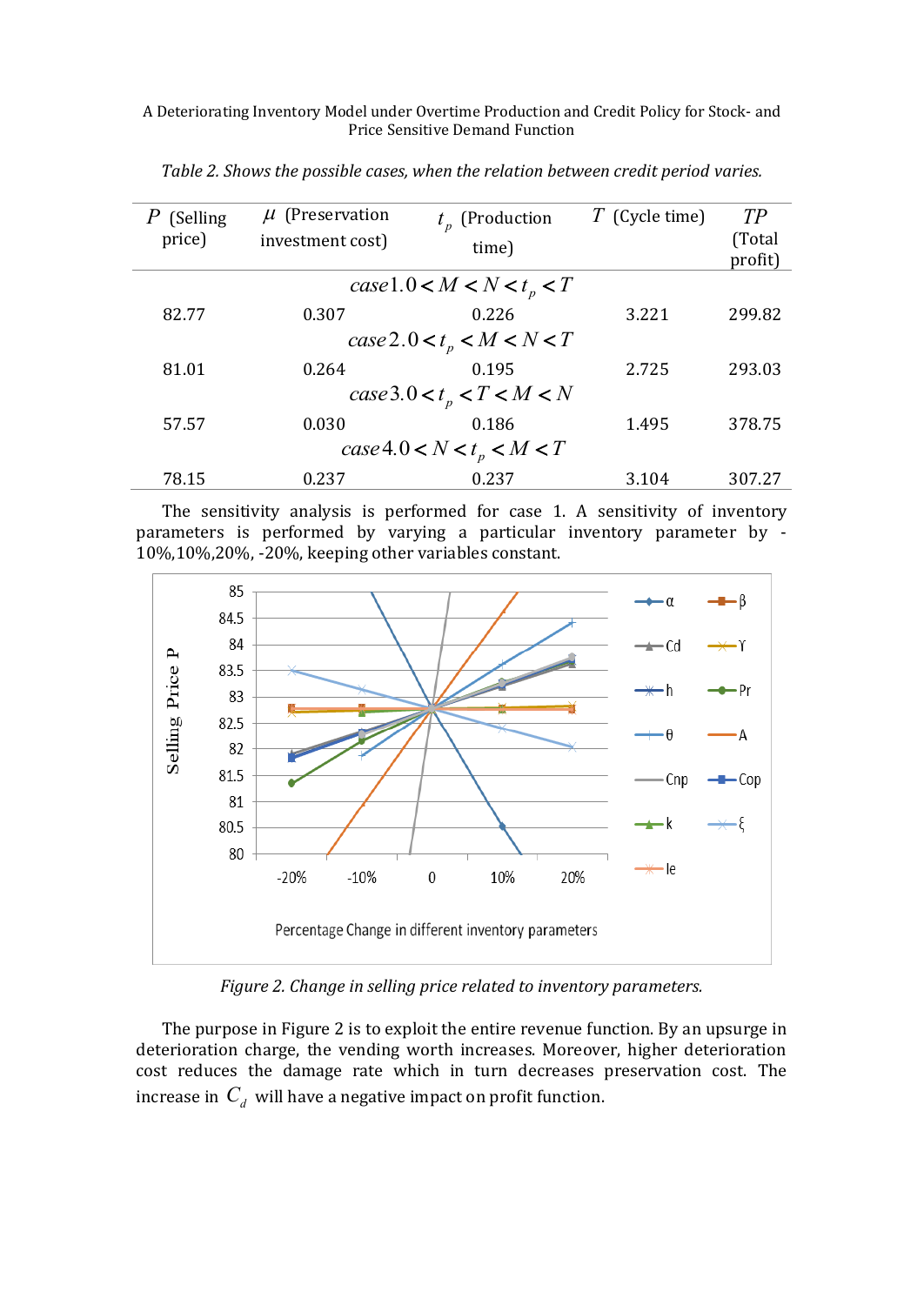*Table 2. Shows the possible cases, when the relation between credit period varies.*

| $P$ (Selling price) | $\mu$ (Preservation investment cost) | $t_p$ (Production time) | $T$ (Cycle time) | $TP$ (Total profit) |
|---|---|---|---|---|
| | | $case1.0 < M < N < t_p < T$ | | |
| 82.77 | 0.307 | 0.226 | 3.221 | 299.82 |
| | | $case2.0 < t_p < M < N < T$ | | |
| 81.01 | 0.264 | 0.195 | 2.725 | 293.03 |
| | | $case3.0 < t_p < T < M < N$ | | |
| 57.57 | 0.030 | 0.186 | 1.495 | 378.75 |
| | | $case4.0 < N < t_p < M < T$ | | |
| 78.15 | 0.237 | 0.237 | 3.104 | 307.27 |

The sensitivity analysis is performed for case 1. A sensitivity of inventory parameters is performed by varying a particular inventory parameter by -10%,10%,20%, -20%, keeping other variables constant.

*Figure 2. Change in selling price related to inventory parameters.*

The purpose in Figure 2 is to exploit the entire revenue function. By an upsurge in deterioration charge, the vending worth increases. Moreover, higher deterioration cost reduces the damage rate which in turn decreases preservation cost. The increase in $C_d$ will have a negative impact on profit function.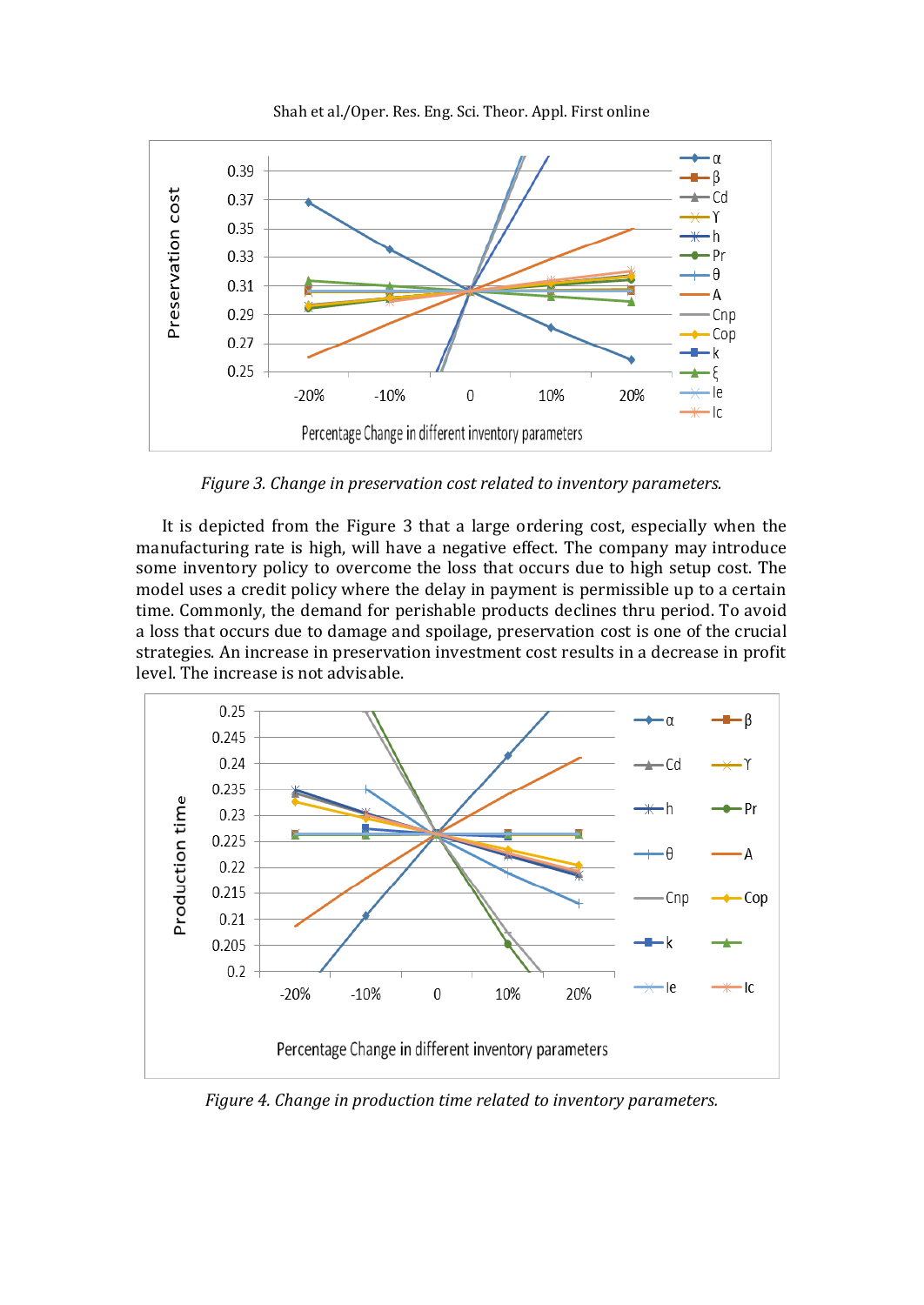*Figure 3. Change in preservation cost related to inventory parameters.*

It is depicted from the Figure 3 that a large ordering cost, especially when the manufacturing rate is high, will have a negative effect. The company may introduce some inventory policy to overcome the loss that occurs due to high setup cost. The model uses a credit policy where the delay in payment is permissible up to a certain time. Commonly, the demand for perishable products declines thru period. To avoid a loss that occurs due to damage and spoilage, preservation cost is one of the crucial strategies. An increase in preservation investment cost results in a decrease in profit level. The increase is not advisable.

*Figure 4. Change in production time related to inventory parameters.*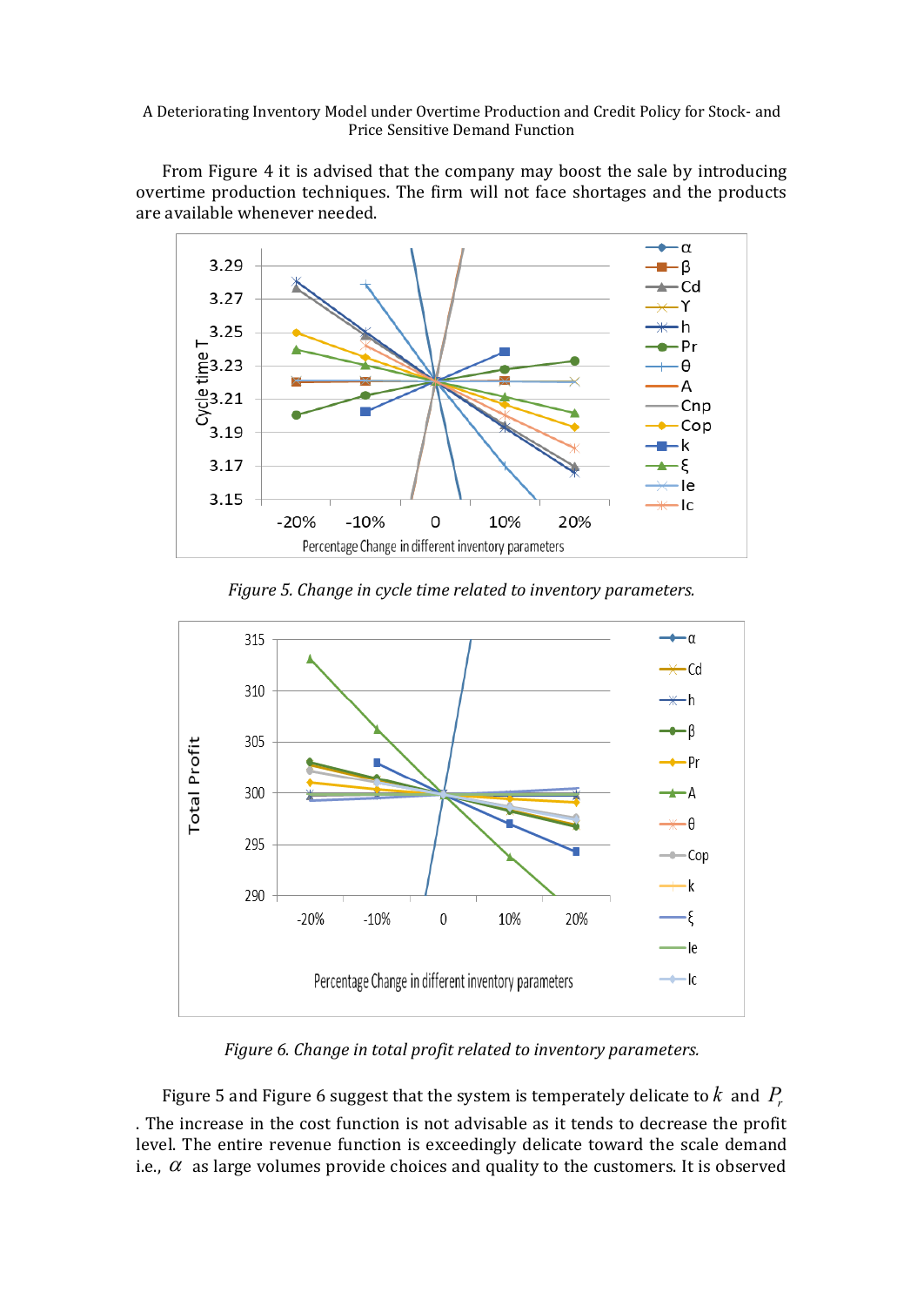From Figure 4 it is advised that the company may boost the sale by introducing overtime production techniques. The firm will not face shortages and the products are available whenever needed.

*Figure 5. Change in cycle time related to inventory parameters.*

*Figure 6. Change in total profit related to inventory parameters.*

Figure 5 and Figure 6 suggest that the system is temperately delicate to $k$ and $P_r$. The increase in the cost function is not advisable as it tends to decrease the profit level. The entire revenue function is exceedingly delicate toward the scale demand i.e., $\alpha$ as large volumes provide choices and quality to the customers. It is observed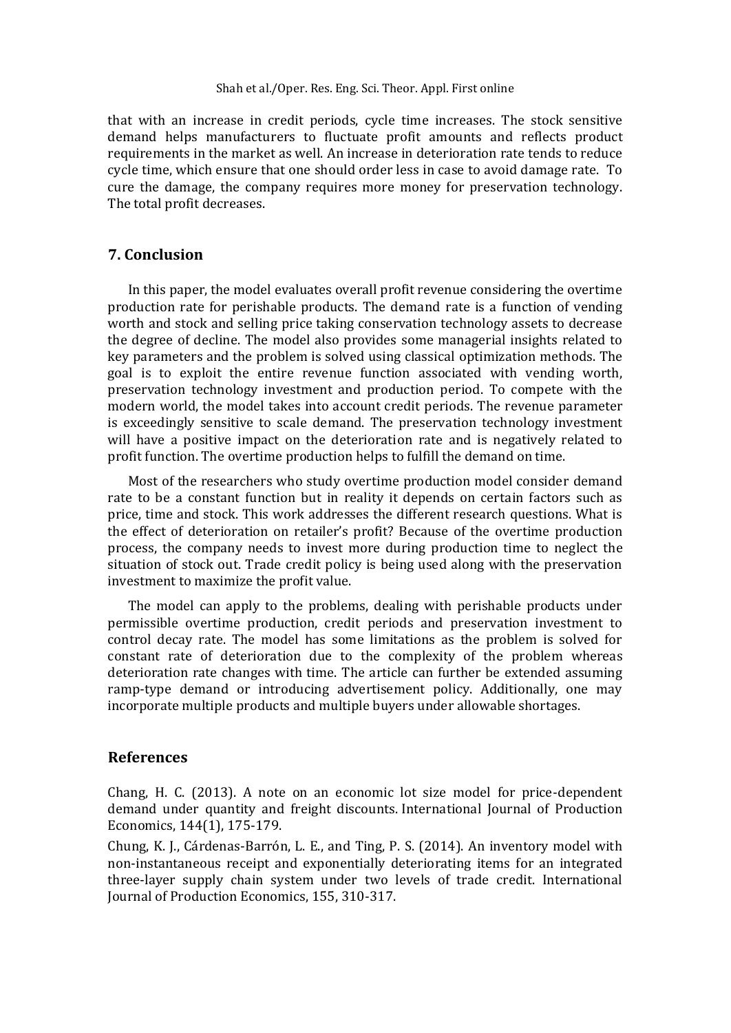that with an increase in credit periods, cycle time increases. The stock sensitive demand helps manufacturers to fluctuate profit amounts and reflects product requirements in the market as well. An increase in deterioration rate tends to reduce cycle time, which ensure that one should order less in case to avoid damage rate. To cure the damage, the company requires more money for preservation technology. The total profit decreases.

## 7. Conclusion

In this paper, the model evaluates overall profit revenue considering the overtime production rate for perishable products. The demand rate is a function of vending worth and stock and selling price taking conservation technology assets to decrease the degree of decline. The model also provides some managerial insights related to key parameters and the problem is solved using classical optimization methods. The goal is to exploit the entire revenue function associated with vending worth, preservation technology investment and production period. To compete with the modern world, the model takes into account credit periods. The revenue parameter is exceedingly sensitive to scale demand. The preservation technology investment will have a positive impact on the deterioration rate and is negatively related to profit function. The overtime production helps to fulfill the demand on time.

Most of the researchers who study overtime production model consider demand rate to be a constant function but in reality it depends on certain factors such as price, time and stock. This work addresses the different research questions. What is the effect of deterioration on retailer's profit? Because of the overtime production process, the company needs to invest more during production time to neglect the situation of stock out. Trade credit policy is being used along with the preservation investment to maximize the profit value.

The model can apply to the problems, dealing with perishable products under permissible overtime production, credit periods and preservation investment to control decay rate. The model has some limitations as the problem is solved for constant rate of deterioration due to the complexity of the problem whereas deterioration rate changes with time. The article can further be extended assuming ramp-type demand or introducing advertisement policy. Additionally, one may incorporate multiple products and multiple buyers under allowable shortages.

## References

Chang, H. C. (2013). A note on an economic lot size model for price-dependent demand under quantity and freight discounts. International Journal of Production Economics, 144(1), 175-179.

Chung, K. J., Cárdenas-Barrón, L. E., and Ting, P. S. (2014). An inventory model with non-instantaneous receipt and exponentially deteriorating items for an integrated three-layer supply chain system under two levels of trade credit. International Journal of Production Economics, 155, 310-317.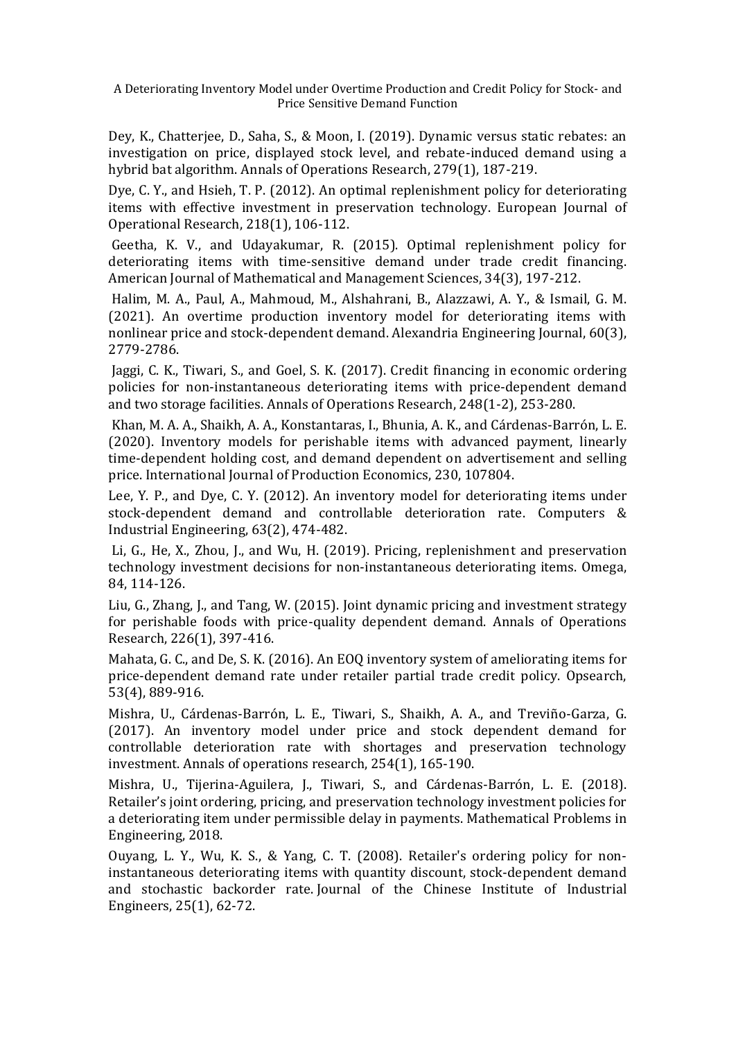Dey, K., Chatterjee, D., Saha, S., & Moon, I. (2019). Dynamic versus static rebates: an investigation on price, displayed stock level, and rebate-induced demand using a hybrid bat algorithm. Annals of Operations Research, 279(1), 187-219.

Dye, C. Y., and Hsieh, T. P. (2012). An optimal replenishment policy for deteriorating items with effective investment in preservation technology. European Journal of Operational Research, 218(1), 106-112.

Geetha, K. V., and Udayakumar, R. (2015). Optimal replenishment policy for deteriorating items with time-sensitive demand under trade credit financing. American Journal of Mathematical and Management Sciences, 34(3), 197-212.

Halim, M. A., Paul, A., Mahmoud, M., Alshahrani, B., Alazzawi, A. Y., & Ismail, G. M. (2021). An overtime production inventory model for deteriorating items with nonlinear price and stock-dependent demand. Alexandria Engineering Journal, 60(3), 2779-2786.

Jaggi, C. K., Tiwari, S., and Goel, S. K. (2017). Credit financing in economic ordering policies for non-instantaneous deteriorating items with price-dependent demand and two storage facilities. Annals of Operations Research, 248(1-2), 253-280.

Khan, M. A. A., Shaikh, A. A., Konstantaras, I., Bhunia, A. K., and Cárdenas-Barrón, L. E. (2020). Inventory models for perishable items with advanced payment, linearly time-dependent holding cost, and demand dependent on advertisement and selling price. International Journal of Production Economics, 230, 107804.

Lee, Y. P., and Dye, C. Y. (2012). An inventory model for deteriorating items under stock-dependent demand and controllable deterioration rate. Computers & Industrial Engineering, 63(2), 474-482.

Li, G., He, X., Zhou, J., and Wu, H. (2019). Pricing, replenishment and preservation technology investment decisions for non-instantaneous deteriorating items. Omega, 84, 114-126.

Liu, G., Zhang, J., and Tang, W. (2015). Joint dynamic pricing and investment strategy for perishable foods with price-quality dependent demand. Annals of Operations Research, 226(1), 397-416.

Mahata, G. C., and De, S. K. (2016). An EOQ inventory system of ameliorating items for price-dependent demand rate under retailer partial trade credit policy. Opsearch, 53(4), 889-916.

Mishra, U., Cárdenas-Barrón, L. E., Tiwari, S., Shaikh, A. A., and Treviño-Garza, G. (2017). An inventory model under price and stock dependent demand for controllable deterioration rate with shortages and preservation technology investment. Annals of operations research, 254(1), 165-190.

Mishra, U., Tijerina-Aguilera, J., Tiwari, S., and Cárdenas-Barrón, L. E. (2018). Retailer's joint ordering, pricing, and preservation technology investment policies for a deteriorating item under permissible delay in payments. Mathematical Problems in Engineering, 2018.

Ouyang, L. Y., Wu, K. S., & Yang, C. T. (2008). Retailer's ordering policy for non-instantaneous deteriorating items with quantity discount, stock-dependent demand and stochastic backorder rate. Journal of the Chinese Institute of Industrial Engineers, 25(1), 62-72.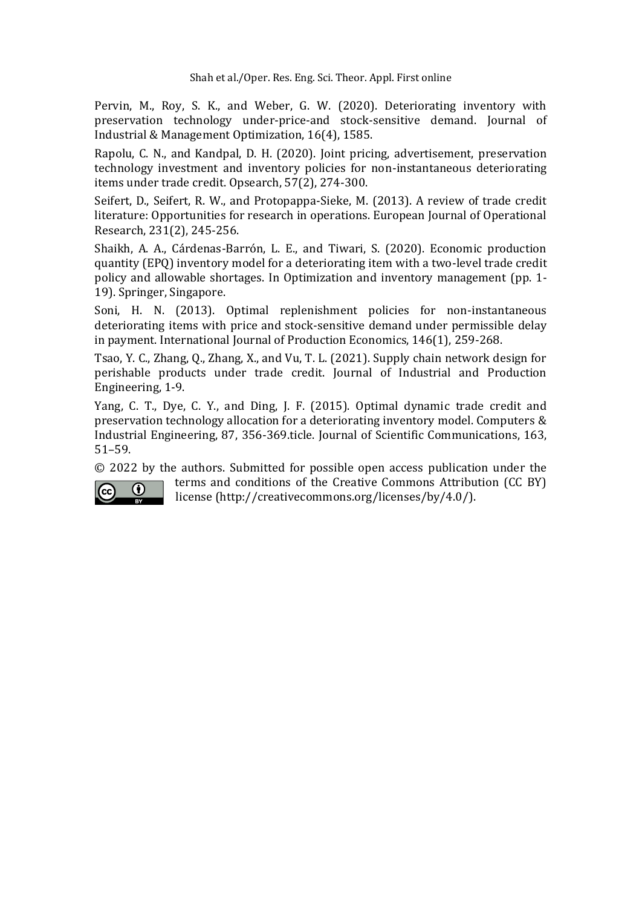Pervin, M., Roy, S. K., and Weber, G. W. (2020). Deteriorating inventory with preservation technology under-price-and stock-sensitive demand. Journal of Industrial & Management Optimization, 16(4), 1585.

Rapolu, C. N., and Kandpal, D. H. (2020). Joint pricing, advertisement, preservation technology investment and inventory policies for non-instantaneous deteriorating items under trade credit. Opsearch, 57(2), 274-300.

Seifert, D., Seifert, R. W., and Protopappa-Sieke, M. (2013). A review of trade credit literature: Opportunities for research in operations. European Journal of Operational Research, 231(2), 245-256.

Shaikh, A. A., Cárdenas-Barrón, L. E., and Tiwari, S. (2020). Economic production quantity (EPQ) inventory model for a deteriorating item with a two-level trade credit policy and allowable shortages. In Optimization and inventory management (pp. 1-19). Springer, Singapore.

Soni, H. N. (2013). Optimal replenishment policies for non-instantaneous deteriorating items with price and stock-sensitive demand under permissible delay in payment. International Journal of Production Economics, 146(1), 259-268.

Tsao, Y. C., Zhang, Q., Zhang, X., and Vu, T. L. (2021). Supply chain network design for perishable products under trade credit. Journal of Industrial and Production Engineering, 1-9.

Yang, C. T., Dye, C. Y., and Ding, J. F. (2015). Optimal dynamic trade credit and preservation technology allocation for a deteriorating inventory model. Computers & Industrial Engineering, 87, 356-369.ticle. Journal of Scientific Communications, 163, 51–59.

© 2022 by the authors. Submitted for possible open access publication under the terms and conditions of the Creative Commons Attribution (CC BY) license (http://creativecommons.org/licenses/by/4.0/).